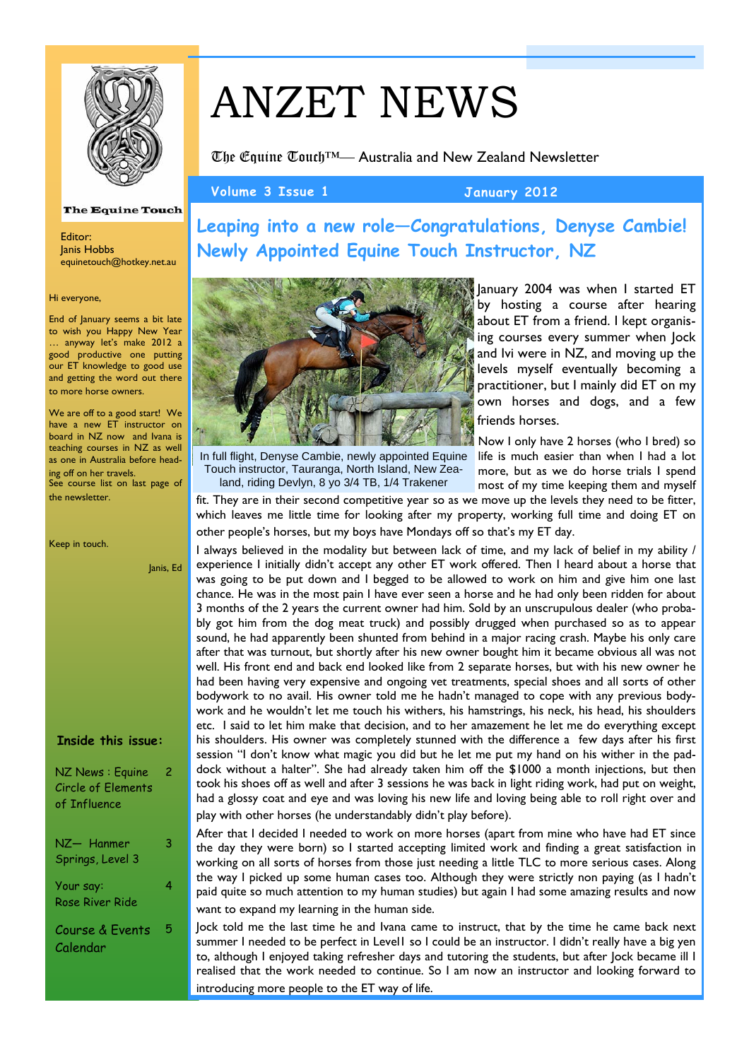# ANZET NEWS

The Equine Touch™— Australia and New Zealand Newsletter

**Volume 3 Issue 1** **January 2012**

The Equine Touch

Editor:
Janis Hobbs
equinetouch@hotkey.net.au

Hi everyone,

End of January seems a bit late to wish you Happy New Year … anyway let's make 2012 a good productive one putting our ET knowledge to good use and getting the word out there to more horse owners.

We are off to a good start! We have a new ET instructor on board in NZ now and Ivana is teaching courses in NZ as well as one in Australia before heading off on her travels.
See course list on last page of the newsletter.

Keep in touch.

Janis, Ed

**Inside this issue:**

| | |
|---|---|
| NZ News : Equine Circle of Elements of Influence | 2 |
| NZ— Hanmer Springs, Level 3 | 3 |
| Your say: Rose River Ride | 4 |
| Course & Events Calendar | 5 |

## Leaping into a new role—Congratulations, Denyse Cambie! Newly Appointed Equine Touch Instructor, NZ

In full flight, Denyse Cambie, newly appointed Equine Touch instructor, Tauranga, North Island, New Zealand, riding Devlyn, 8 yo 3/4 TB, 1/4 Trakener

January 2004 was when I started ET by hosting a course after hearing about ET from a friend. I kept organising courses every summer when Jock and Ivi were in NZ, and moving up the levels myself eventually becoming a practitioner, but I mainly did ET on my own horses and dogs, and a few friends horses.

Now I only have 2 horses (who I bred) so life is much easier than when I had a lot more, but as we do horse trials I spend most of my time keeping them and myself fit. They are in their second competitive year so as we move up the levels they need to be fitter, which leaves me little time for looking after my property, working full time and doing ET on other people's horses, but my boys have Mondays off so that's my ET day.

I always believed in the modality but between lack of time, and my lack of belief in my ability / experience I initially didn't accept any other ET work offered. Then I heard about a horse that was going to be put down and I begged to be allowed to work on him and give him one last chance. He was in the most pain I have ever seen a horse and he had only been ridden for about 3 months of the 2 years the current owner had him. Sold by an unscrupulous dealer (who probably got him from the dog meat truck) and possibly drugged when purchased so as to appear sound, he had apparently been shunted from behind in a major racing crash. Maybe his only care after that was turnout, but shortly after his new owner bought him it became obvious all was not well. His front end and back end looked like from 2 separate horses, but with his new owner he had been having very expensive and ongoing vet treatments, special shoes and all sorts of other bodywork to no avail. His owner told me he hadn't managed to cope with any previous bodywork and he wouldn't let me touch his withers, his hamstrings, his neck, his head, his shoulders etc. I said to let him make that decision, and to her amazement he let me do everything except his shoulders. His owner was completely stunned with the difference a few days after his first session "I don't know what magic you did but he let me put my hand on his wither in the paddock without a halter". She had already taken him off the $1000 a month injections, but then took his shoes off as well and after 3 sessions he was back in light riding work, had put on weight, had a glossy coat and eye and was loving his new life and loving being able to roll right over and play with other horses (he understandably didn't play before).

After that I decided I needed to work on more horses (apart from mine who have had ET since the day they were born) so I started accepting limited work and finding a great satisfaction in working on all sorts of horses from those just needing a little TLC to more serious cases. Along the way I picked up some human cases too. Although they were strictly non paying (as I hadn't paid quite so much attention to my human studies) but again I had some amazing results and now want to expand my learning in the human side.

Jock told me the last time he and Ivana came to instruct, that by the time he came back next summer I needed to be perfect in LevelI so I could be an instructor. I didn't really have a big yen to, although I enjoyed taking refresher days and tutoring the students, but after Jock became ill I realised that the work needed to continue. So I am now an instructor and looking forward to introducing more people to the ET way of life.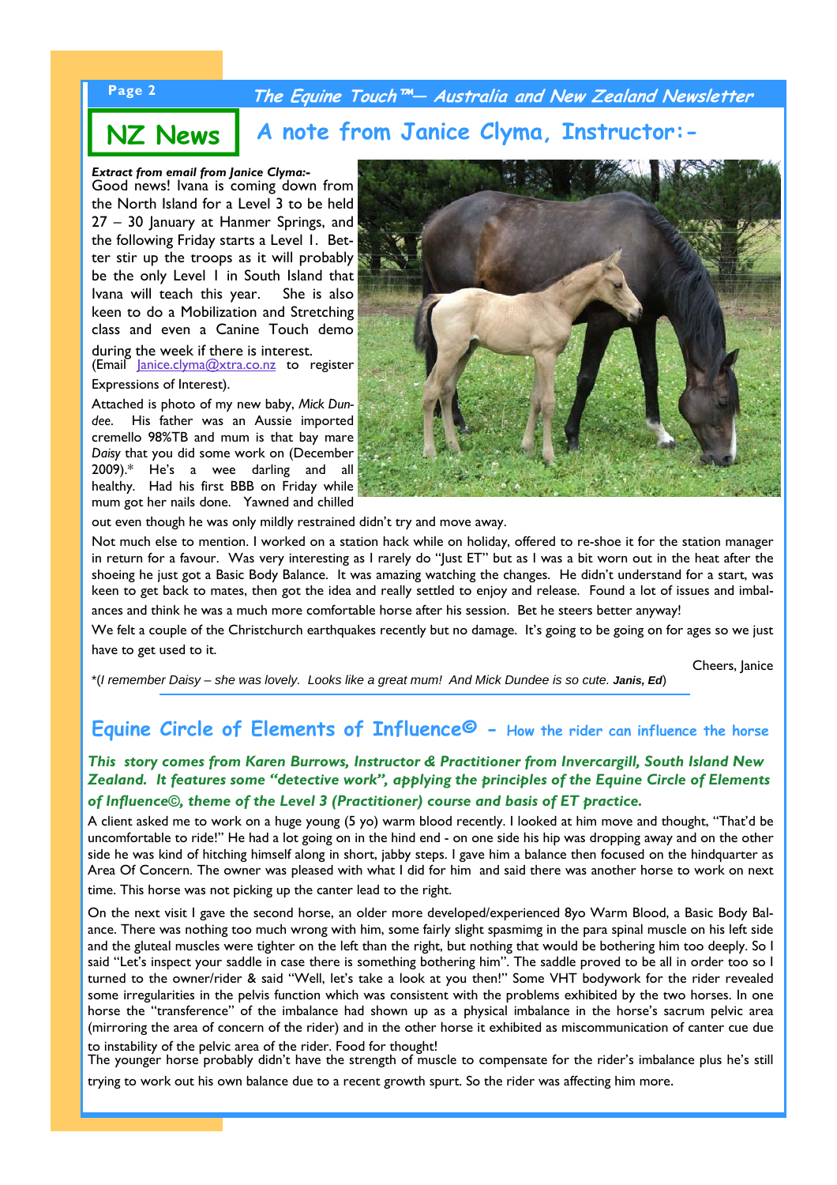## NZ News

# A note from Janice Clyma, Instructor:-

***Extract from email from Janice Clyma:-***

Good news! Ivana is coming down from the North Island for a Level 3 to be held 27 – 30 January at Hanmer Springs, and the following Friday starts a Level 1. Better stir up the troops as it will probably be the only Level 1 in South Island that Ivana will teach this year. She is also keen to do a Mobilization and Stretching class and even a Canine Touch demo during the week if there is interest. (Email Janice.clyma@xtra.co.nz to register Expressions of Interest).

Attached is photo of my new baby, *Mick Dundee*. His father was an Aussie imported cremello 98%TB and mum is that bay mare *Daisy* that you did some work on (December 2009).* He's a wee darling and all healthy. Had his first BBB on Friday while mum got her nails done. Yawned and chilled out even though he was only mildly restrained didn't try and move away.

Not much else to mention. I worked on a station hack while on holiday, offered to re-shoe it for the station manager in return for a favour. Was very interesting as I rarely do "Just ET" but as I was a bit worn out in the heat after the shoeing he just got a Basic Body Balance. It was amazing watching the changes. He didn't understand for a start, was keen to get back to mates, then got the idea and really settled to enjoy and release. Found a lot of issues and imbalances and think he was a much more comfortable horse after his session. Bet he steers better anyway!

We felt a couple of the Christchurch earthquakes recently but no damage. It's going to be going on for ages so we just have to get used to it.

Cheers, Janice

*(*I remember Daisy – she was lovely. Looks like a great mum! And Mick Dundee is so cute.* ***Janis, Ed***)

## Equine Circle of Elements of Influence© - How the rider can influence the horse

***This story comes from Karen Burrows, Instructor & Practitioner from Invercargill, South Island New Zealand. It features some "detective work", applying the principles of the Equine Circle of Elements of Influence©, theme of the Level 3 (Practitioner) course and basis of ET practice.***

A client asked me to work on a huge young (5 yo) warm blood recently. I looked at him move and thought, "That'd be uncomfortable to ride!" He had a lot going on in the hind end - on one side his hip was dropping away and on the other side he was kind of hitching himself along in short, jabby steps. I gave him a balance then focused on the hindquarter as Area Of Concern. The owner was pleased with what I did for him and said there was another horse to work on next time. This horse was not picking up the canter lead to the right.

On the next visit I gave the second horse, an older more developed/experienced 8yo Warm Blood, a Basic Body Balance. There was nothing too much wrong with him, some fairly slight spasmimg in the para spinal muscle on his left side and the gluteal muscles were tighter on the left than the right, but nothing that would be bothering him too deeply. So I said "Let's inspect your saddle in case there is something bothering him". The saddle proved to be all in order too so I turned to the owner/rider & said "Well, let's take a look at you then!" Some VHT bodywork for the rider revealed some irregularities in the pelvis function which was consistent with the problems exhibited by the two horses. In one horse the "transference" of the imbalance had shown up as a physical imbalance in the horse's sacrum pelvic area (mirroring the area of concern of the rider) and in the other horse it exhibited as miscommunication of canter cue due to instability of the pelvic area of the rider. Food for thought!

The younger horse probably didn't have the strength of muscle to compensate for the rider's imbalance plus he's still trying to work out his own balance due to a recent growth spurt. So the rider was affecting him more.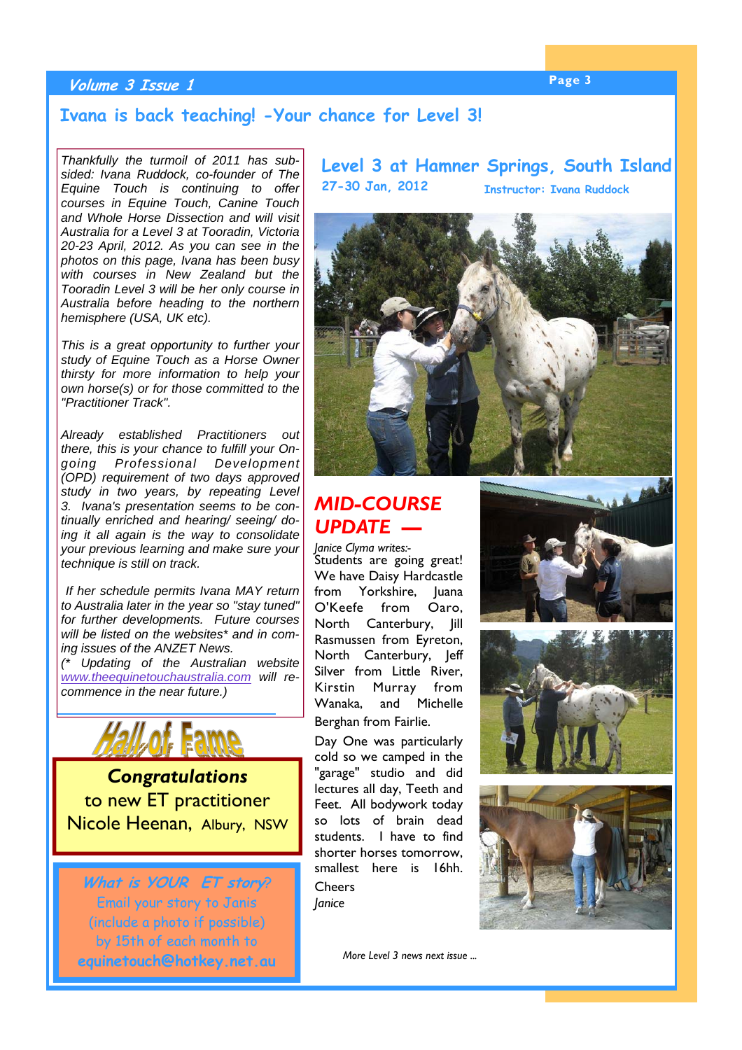# Ivana is back teaching! -Your chance for Level 3!

*Thankfully the turmoil of 2011 has subsided: Ivana Ruddock, co-founder of The Equine Touch is continuing to offer courses in Equine Touch, Canine Touch and Whole Horse Dissection and will visit Australia for a Level 3 at Tooradin, Victoria 20-23 April, 2012. As you can see in the photos on this page, Ivana has been busy with courses in New Zealand but the Tooradin Level 3 will be her only course in Australia before heading to the northern hemisphere (USA, UK etc).*

*This is a great opportunity to further your study of Equine Touch as a Horse Owner thirsty for more information to help your own horse(s) or for those committed to the "Practitioner Track".*

*Already established Practitioners out there, this is your chance to fulfill your On-going Professional Development (OPD) requirement of two days approved study in two years, by repeating Level 3. Ivana's presentation seems to be continually enriched and hearing/ seeing/ doing it all again is the way to consolidate your previous learning and make sure your technique is still on track.*

*If her schedule permits Ivana MAY return to Australia later in the year so "stay tuned" for further developments. Future courses will be listed on the websites\* and in coming issues of the ANZET News.*
*(\* Updating of the Australian website [www.theequinetouchaustralia.com](http://www.theequinetouchaustralia.com) will recommence in the near future.)*

## Hall of Fame

***Congratulations*** to new ET practitioner **Nicole Heenan**, Albury, NSW

***What is YOUR ET story?***
Email your story to Janis (include a photo if possible) by 15th of each month to
**equinetouch@hotkey.net.au**

## Level 3 at Hamner Springs, South Island

**27-30 Jan, 2012** — **Instructor: Ivana Ruddock**

## *MID-COURSE UPDATE —*

*Janice Clyma writes:-*

Students are going great! We have Daisy Hardcastle from Yorkshire, Juana O'Keefe from Oaro, North Canterbury, Jill Rasmussen from Eyreton, North Canterbury, Jeff Silver from Little River, Kirstin Murray from Wanaka, and Michelle Berghan from Fairlie.

Day One was particularly cold so we camped in the "garage" studio and did lectures all day, Teeth and Feet. All bodywork today so lots of brain dead students. I have to find shorter horses tomorrow, smallest here is 16hh.

Cheers

*Janice*

*More Level 3 news next issue ...*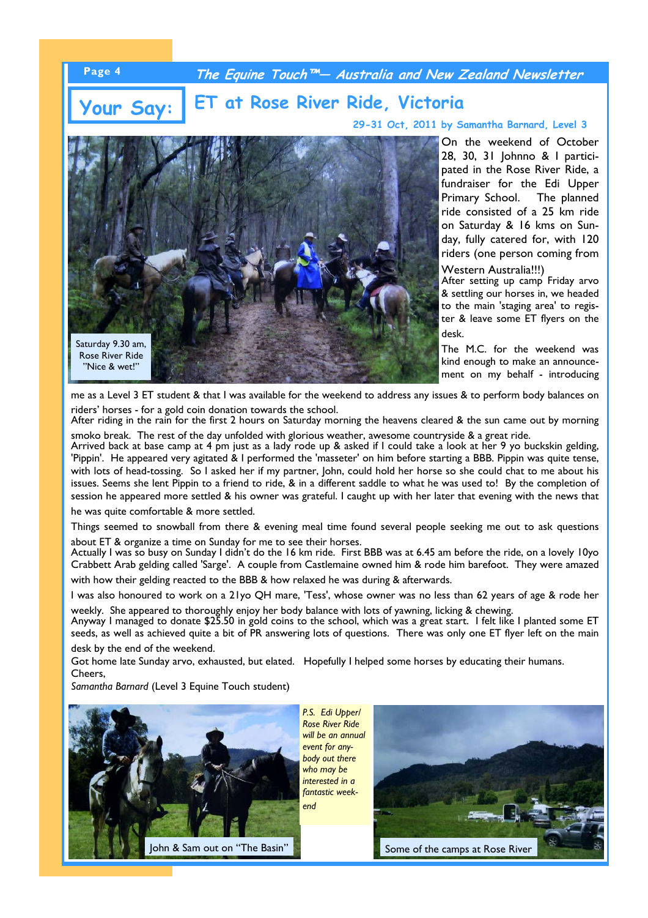# Your Say: ET at Rose River Ride, Victoria

**29-31 Oct, 2011 by Samantha Barnard, Level 3**

Saturday 9.30 am, Rose River Ride "Nice & wet!"

On the weekend of October 28, 30, 31 Johnno & I participated in the Rose River Ride, a fundraiser for the Edi Upper Primary School. The planned ride consisted of a 25 km ride on Saturday & 16 kms on Sunday, fully catered for, with 120 riders (one person coming from Western Australia!!!)

After setting up camp Friday arvo & settling our horses in, we headed to the main 'staging area' to register & leave some ET flyers on the desk.

The M.C. for the weekend was kind enough to make an announcement on my behalf - introducing me as a Level 3 ET student & that I was available for the weekend to address any issues & to perform body balances on riders' horses - for a gold coin donation towards the school.

After riding in the rain for the first 2 hours on Saturday morning the heavens cleared & the sun came out by morning smoko break. The rest of the day unfolded with glorious weather, awesome countryside & a great ride.

Arrived back at base camp at 4 pm just as a lady rode up & asked if I could take a look at her 9 yo buckskin gelding, 'Pippin'. He appeared very agitated & I performed the 'masseter' on him before starting a BBB. Pippin was quite tense, with lots of head-tossing. So I asked her if my partner, John, could hold her horse so she could chat to me about his issues. Seems she lent Pippin to a friend to ride, & in a different saddle to what he was used to! By the completion of session he appeared more settled & his owner was grateful. I caught up with her later that evening with the news that he was quite comfortable & more settled.

Things seemed to snowball from there & evening meal time found several people seeking me out to ask questions about ET & organize a time on Sunday for me to see their horses.

Actually I was so busy on Sunday I didn't do the 16 km ride. First BBB was at 6.45 am before the ride, on a lovely 10yo Crabbett Arab gelding called 'Sarge'. A couple from Castlemaine owned him & rode him barefoot. They were amazed with how their gelding reacted to the BBB & how relaxed he was during & afterwards.

I was also honoured to work on a 21yo QH mare, 'Tess', whose owner was no less than 62 years of age & rode her weekly. She appeared to thoroughly enjoy her body balance with lots of yawning, licking & chewing.

Anyway I managed to donate $25.50 in gold coins to the school, which was a great start. I felt like I planted some ET seeds, as well as achieved quite a bit of PR answering lots of questions. There was only one ET flyer left on the main desk by the end of the weekend.

Got home late Sunday arvo, exhausted, but elated. Hopefully I helped some horses by educating their humans.

Cheers,

*Samantha Barnard* (Level 3 Equine Touch student)

John & Sam out on "The Basin"

*P.S. Edi Upper/ Rose River Ride will be an annual event for anybody out there who may be interested in a fantastic weekend*

Some of the camps at Rose River